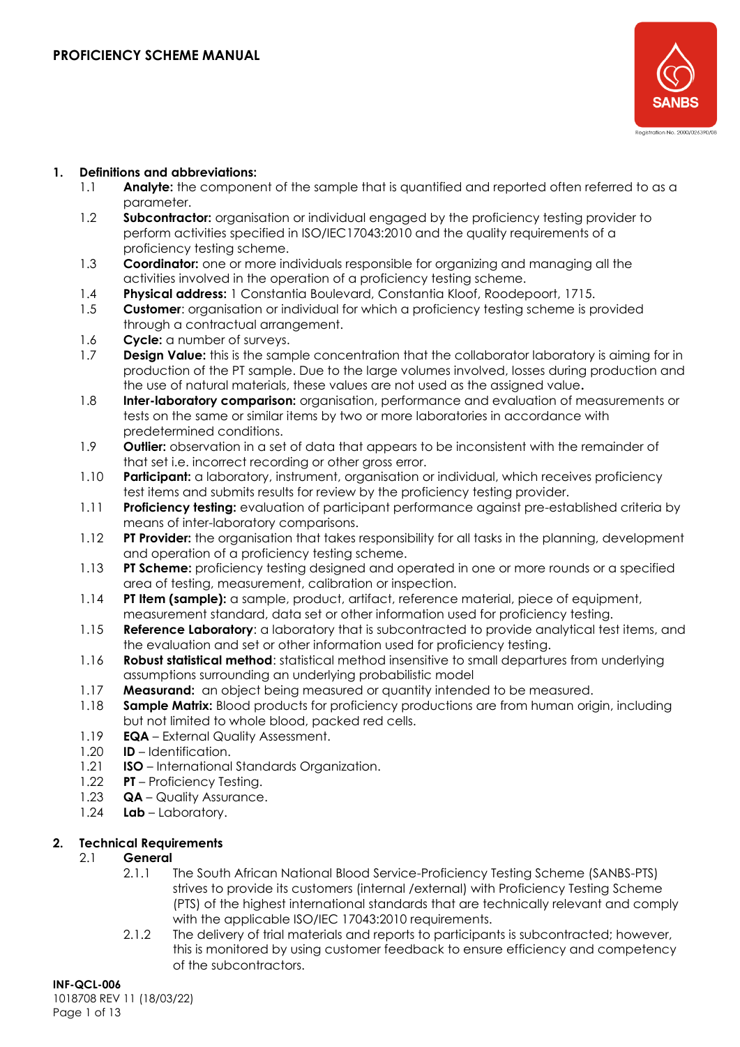# PROFICIENCY SCHEME MANUAL

## 1. Definitions and abbreviations:

1.1 **Analyte:** the component of the sample that is quantified and reported often referred to as a parameter.

1.2 **Subcontractor:** organisation or individual engaged by the proficiency testing provider to perform activities specified in ISO/IEC17043:2010 and the quality requirements of a proficiency testing scheme.

1.3 **Coordinator:** one or more individuals responsible for organizing and managing all the activities involved in the operation of a proficiency testing scheme.

1.4 **Physical address:** 1 Constantia Boulevard, Constantia Kloof, Roodepoort, 1715.

1.5 **Customer**: organisation or individual for which a proficiency testing scheme is provided through a contractual arrangement.

1.6 **Cycle:** a number of surveys.

1.7 **Design Value:** this is the sample concentration that the collaborator laboratory is aiming for in production of the PT sample. Due to the large volumes involved, losses during production and the use of natural materials, these values are not used as the assigned value**.**

1.8 **Inter-laboratory comparison:** organisation, performance and evaluation of measurements or tests on the same or similar items by two or more laboratories in accordance with predetermined conditions.

1.9 **Outlier:** observation in a set of data that appears to be inconsistent with the remainder of that set i.e. incorrect recording or other gross error.

1.10 **Participant:** a laboratory, instrument, organisation or individual, which receives proficiency test items and submits results for review by the proficiency testing provider.

1.11 **Proficiency testing:** evaluation of participant performance against pre-established criteria by means of inter-laboratory comparisons.

1.12 **PT Provider:** the organisation that takes responsibility for all tasks in the planning, development and operation of a proficiency testing scheme.

1.13 **PT Scheme:** proficiency testing designed and operated in one or more rounds or a specified area of testing, measurement, calibration or inspection.

1.14 **PT Item (sample):** a sample, product, artifact, reference material, piece of equipment, measurement standard, data set or other information used for proficiency testing.

1.15 **Reference Laboratory**: a laboratory that is subcontracted to provide analytical test items, and the evaluation and set or other information used for proficiency testing.

1.16 **Robust statistical method**: statistical method insensitive to small departures from underlying assumptions surrounding an underlying probabilistic model

1.17 **Measurand:** an object being measured or quantity intended to be measured.

1.18 **Sample Matrix:** Blood products for proficiency productions are from human origin, including but not limited to whole blood, packed red cells.

1.19 **EQA** – External Quality Assessment.

1.20 **ID** – Identification.

1.21 **ISO** – International Standards Organization.

1.22 **PT** – Proficiency Testing.

1.23 **QA** – Quality Assurance.

1.24 **Lab** – Laboratory.

## 2. Technical Requirements

### 2.1 General

2.1.1 The South African National Blood Service-Proficiency Testing Scheme (SANBS-PTS) strives to provide its customers (internal /external) with Proficiency Testing Scheme (PTS) of the highest international standards that are technically relevant and comply with the applicable ISO/IEC 17043:2010 requirements.

2.1.2 The delivery of trial materials and reports to participants is subcontracted; however, this is monitored by using customer feedback to ensure efficiency and competency of the subcontractors.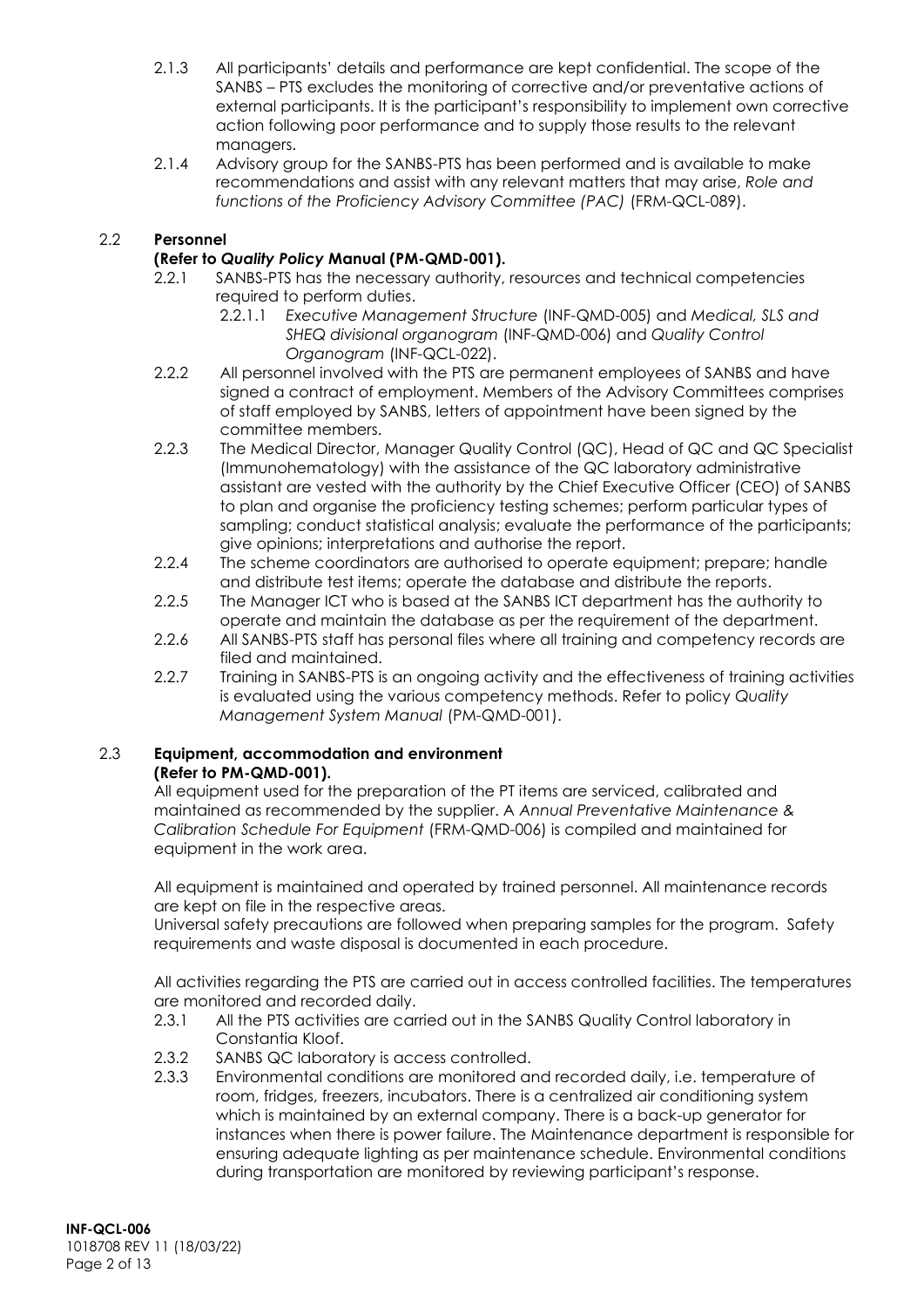2.1.3 All participants' details and performance are kept confidential. The scope of the SANBS – PTS excludes the monitoring of corrective and/or preventative actions of external participants. It is the participant's responsibility to implement own corrective action following poor performance and to supply those results to the relevant managers.

2.1.4 Advisory group for the SANBS-PTS has been performed and is available to make recommendations and assist with any relevant matters that may arise, *Role and functions of the Proficiency Advisory Committee (PAC)* (FRM-QCL-089).

## 2.2 Personnel

**(Refer to *Quality Policy* Manual (PM-QMD-001).**

2.2.1 SANBS-PTS has the necessary authority, resources and technical competencies required to perform duties.

2.2.1.1 *Executive Management Structure* (INF-QMD-005) and *Medical, SLS and SHEQ divisional organogram* (INF-QMD-006) and *Quality Control Organogram* (INF-QCL-022).

2.2.2 All personnel involved with the PTS are permanent employees of SANBS and have signed a contract of employment. Members of the Advisory Committees comprises of staff employed by SANBS, letters of appointment have been signed by the committee members.

2.2.3 The Medical Director, Manager Quality Control (QC), Head of QC and QC Specialist (Immunohematology) with the assistance of the QC laboratory administrative assistant are vested with the authority by the Chief Executive Officer (CEO) of SANBS to plan and organise the proficiency testing schemes; perform particular types of sampling; conduct statistical analysis; evaluate the performance of the participants; give opinions; interpretations and authorise the report.

2.2.4 The scheme coordinators are authorised to operate equipment; prepare; handle and distribute test items; operate the database and distribute the reports.

2.2.5 The Manager ICT who is based at the SANBS ICT department has the authority to operate and maintain the database as per the requirement of the department.

2.2.6 All SANBS-PTS staff has personal files where all training and competency records are filed and maintained.

2.2.7 Training in SANBS-PTS is an ongoing activity and the effectiveness of training activities is evaluated using the various competency methods. Refer to policy *Quality Management System Manual* (PM-QMD-001).

## 2.3 Equipment, accommodation and environment

**(Refer to PM-QMD-001).**

All equipment used for the preparation of the PT items are serviced, calibrated and maintained as recommended by the supplier. A *Annual Preventative Maintenance & Calibration Schedule For Equipment* (FRM-QMD-006) is compiled and maintained for equipment in the work area.

All equipment is maintained and operated by trained personnel. All maintenance records are kept on file in the respective areas.
Universal safety precautions are followed when preparing samples for the program. Safety requirements and waste disposal is documented in each procedure.

All activities regarding the PTS are carried out in access controlled facilities. The temperatures are monitored and recorded daily.

2.3.1 All the PTS activities are carried out in the SANBS Quality Control laboratory in Constantia Kloof.

2.3.2 SANBS QC laboratory is access controlled.

2.3.3 Environmental conditions are monitored and recorded daily, i.e. temperature of room, fridges, freezers, incubators. There is a centralized air conditioning system which is maintained by an external company. There is a back-up generator for instances when there is power failure. The Maintenance department is responsible for ensuring adequate lighting as per maintenance schedule. Environmental conditions during transportation are monitored by reviewing participant's response.

**INF-QCL-006**
1018708 REV 11 (18/03/22)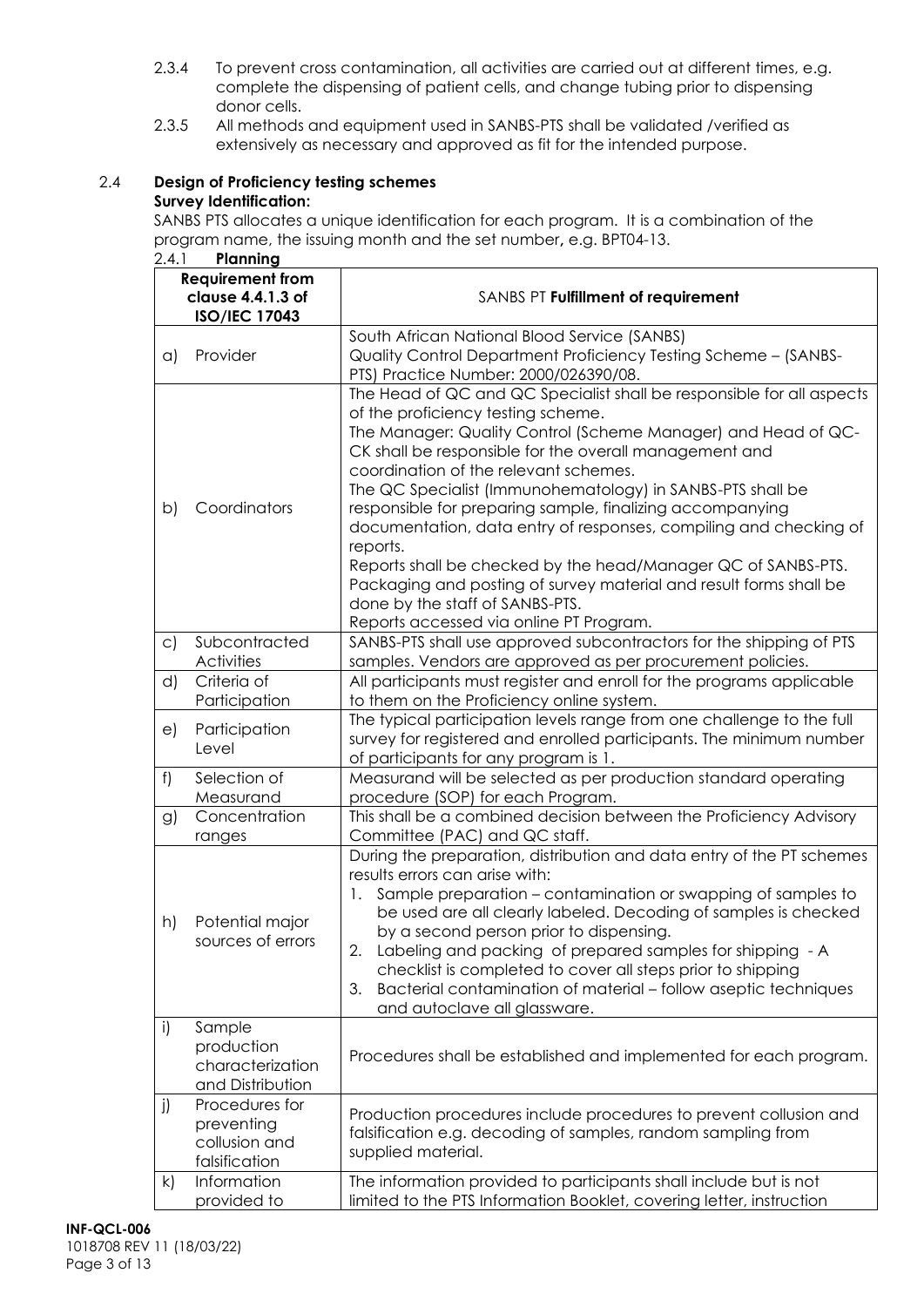2.3.4 To prevent cross contamination, all activities are carried out at different times, e.g. complete the dispensing of patient cells, and change tubing prior to dispensing donor cells.

2.3.5 All methods and equipment used in SANBS-PTS shall be validated /verified as extensively as necessary and approved as fit for the intended purpose.

## 2.4 Design of Proficiency testing schemes

**Survey Identification:**

SANBS PTS allocates a unique identification for each program. It is a combination of the program name, the issuing month and the set number, e.g. BPT04-13.

### 2.4.1 Planning

| Requirement from clause 4.4.1.3 of ISO/IEC 17043 | SANBS PT **Fulfillment of requirement** |
|---|---|
| a) Provider | South African National Blood Service (SANBS) Quality Control Department Proficiency Testing Scheme – (SANBS-PTS) Practice Number: 2000/026390/08. |
| b) Coordinators | The Head of QC and QC Specialist shall be responsible for all aspects of the proficiency testing scheme.<br>The Manager: Quality Control (Scheme Manager) and Head of QC-CK shall be responsible for the overall management and coordination of the relevant schemes.<br>The QC Specialist (Immunohematology) in SANBS-PTS shall be responsible for preparing sample, finalizing accompanying documentation, data entry of responses, compiling and checking of reports.<br>Reports shall be checked by the head/Manager QC of SANBS-PTS.<br>Packaging and posting of survey material and result forms shall be done by the staff of SANBS-PTS.<br>Reports accessed via online PT Program. |
| c) Subcontracted Activities | SANBS-PTS shall use approved subcontractors for the shipping of PTS samples. Vendors are approved as per procurement policies. |
| d) Criteria of Participation | All participants must register and enroll for the programs applicable to them on the Proficiency online system. |
| e) Participation Level | The typical participation levels range from one challenge to the full survey for registered and enrolled participants. The minimum number of participants for any program is 1. |
| f) Selection of Measurand | Measurand will be selected as per production standard operating procedure (SOP) for each Program. |
| g) Concentration ranges | This shall be a combined decision between the Proficiency Advisory Committee (PAC) and QC staff. |
| h) Potential major sources of errors | During the preparation, distribution and data entry of the PT schemes results errors can arise with:<br>1. Sample preparation – contamination or swapping of samples to be used are all clearly labeled. Decoding of samples is checked by a second person prior to dispensing.<br>2. Labeling and packing of prepared samples for shipping - A checklist is completed to cover all steps prior to shipping<br>3. Bacterial contamination of material – follow aseptic techniques and autoclave all glassware. |
| i) Sample production characterization and Distribution | Procedures shall be established and implemented for each program. |
| j) Procedures for preventing collusion and falsification | Production procedures include procedures to prevent collusion and falsification e.g. decoding of samples, random sampling from supplied material. |
| k) Information provided to | The information provided to participants shall include but is not limited to the PTS Information Booklet, covering letter, instruction |

**INF-QCL-006**
1018708 REV 11 (18/03/22)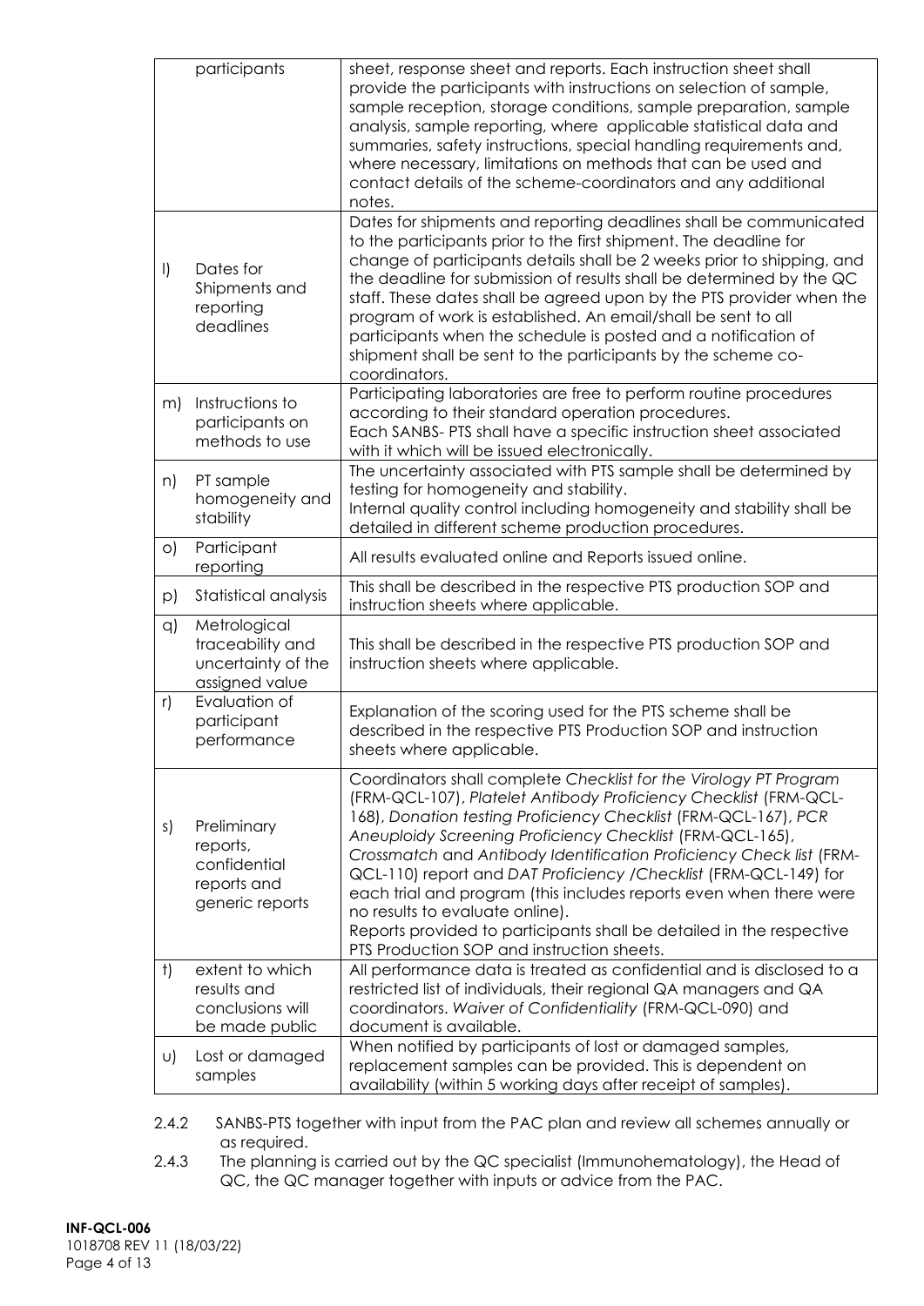| | | |
|---|---|---|
| | participants | sheet, response sheet and reports. Each instruction sheet shall provide the participants with instructions on selection of sample, sample reception, storage conditions, sample preparation, sample analysis, sample reporting, where applicable statistical data and summaries, safety instructions, special handling requirements and, where necessary, limitations on methods that can be used and contact details of the scheme-coordinators and any additional notes. |
| l) | Dates for Shipments and reporting deadlines | Dates for shipments and reporting deadlines shall be communicated to the participants prior to the first shipment. The deadline for change of participants details shall be 2 weeks prior to shipping, and the deadline for submission of results shall be determined by the QC staff. These dates shall be agreed upon by the PTS provider when the program of work is established. An email/shall be sent to all participants when the schedule is posted and a notification of shipment shall be sent to the participants by the scheme co-coordinators. |
| m) | Instructions to participants on methods to use | Participating laboratories are free to perform routine procedures according to their standard operation procedures.<br>Each SANBS- PTS shall have a specific instruction sheet associated with it which will be issued electronically. |
| n) | PT sample homogeneity and stability | The uncertainty associated with PTS sample shall be determined by testing for homogeneity and stability.<br>Internal quality control including homogeneity and stability shall be detailed in different scheme production procedures. |
| o) | Participant reporting | All results evaluated online and Reports issued online. |
| p) | Statistical analysis | This shall be described in the respective PTS production SOP and instruction sheets where applicable. |
| q) | Metrological traceability and uncertainty of the assigned value | This shall be described in the respective PTS production SOP and instruction sheets where applicable. |
| r) | Evaluation of participant performance | Explanation of the scoring used for the PTS scheme shall be described in the respective PTS Production SOP and instruction sheets where applicable. |
| s) | Preliminary reports, confidential reports and generic reports | Coordinators shall complete *Checklist for the Virology PT Program* (FRM-QCL-107), *Platelet Antibody Proficiency Checklist* (FRM-QCL-168), *Donation testing Proficiency Checklist* (FRM-QCL-167), *PCR Aneuploidy Screening Proficiency Checklist* (FRM-QCL-165), *Crossmatch* and *Antibody Identification Proficiency Check list* (FRM-QCL-110) report and *DAT Proficiency /Checklist* (FRM-QCL-149) for each trial and program (this includes reports even when there were no results to evaluate online).<br>Reports provided to participants shall be detailed in the respective PTS Production SOP and instruction sheets. |
| t) | extent to which results and conclusions will be made public | All performance data is treated as confidential and is disclosed to a restricted list of individuals, their regional QA managers and QA coordinators. *Waiver of Confidentiality* (FRM-QCL-090) and document is available. |
| u) | Lost or damaged samples | When notified by participants of lost or damaged samples, replacement samples can be provided. This is dependent on availability (within 5 working days after receipt of samples). |

2.4.2 SANBS-PTS together with input from the PAC plan and review all schemes annually or as required.

2.4.3 The planning is carried out by the QC specialist (Immunohematology), the Head of QC, the QC manager together with inputs or advice from the PAC.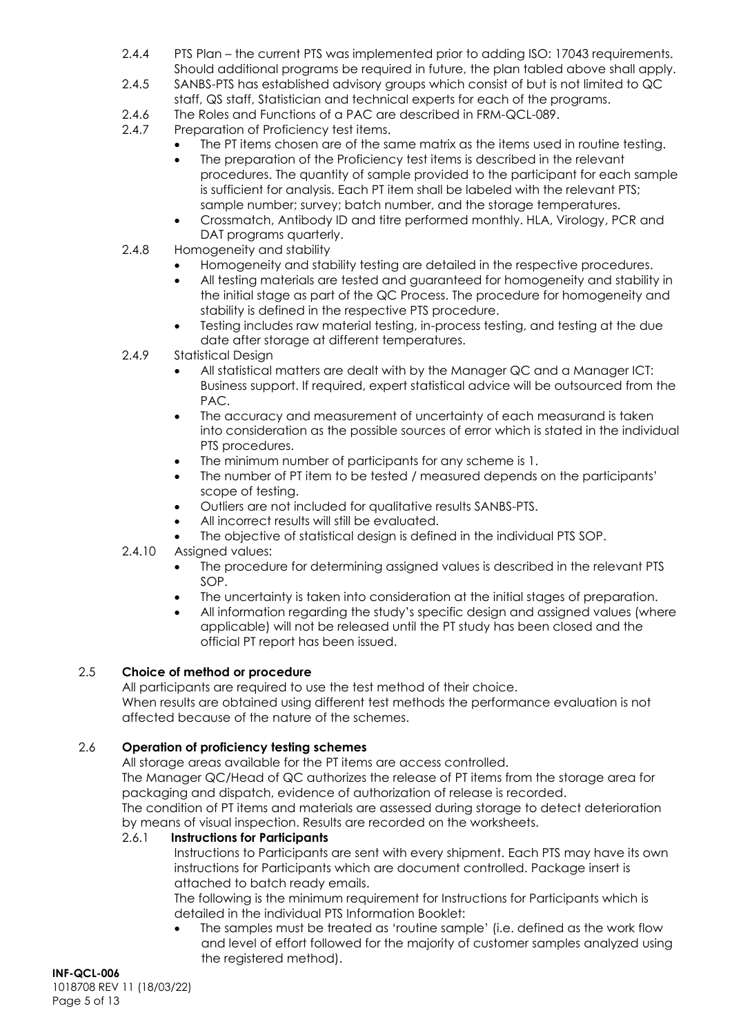2.4.4 PTS Plan – the current PTS was implemented prior to adding ISO: 17043 requirements. Should additional programs be required in future, the plan tabled above shall apply.

2.4.5 SANBS-PTS has established advisory groups which consist of but is not limited to QC staff, QS staff, Statistician and technical experts for each of the programs.

2.4.6 The Roles and Functions of a PAC are described in FRM-QCL-089.

2.4.7 Preparation of Proficiency test items.

- The PT items chosen are of the same matrix as the items used in routine testing.
- The preparation of the Proficiency test items is described in the relevant procedures. The quantity of sample provided to the participant for each sample is sufficient for analysis. Each PT item shall be labeled with the relevant PTS; sample number; survey; batch number, and the storage temperatures.
- Crossmatch, Antibody ID and titre performed monthly. HLA, Virology, PCR and DAT programs quarterly.

2.4.8 Homogeneity and stability

- Homogeneity and stability testing are detailed in the respective procedures.
- All testing materials are tested and guaranteed for homogeneity and stability in the initial stage as part of the QC Process. The procedure for homogeneity and stability is defined in the respective PTS procedure.
- Testing includes raw material testing, in-process testing, and testing at the due date after storage at different temperatures.

2.4.9 Statistical Design

- All statistical matters are dealt with by the Manager QC and a Manager ICT: Business support. If required, expert statistical advice will be outsourced from the PAC.
- The accuracy and measurement of uncertainty of each measurand is taken into consideration as the possible sources of error which is stated in the individual PTS procedures.
- The minimum number of participants for any scheme is 1.
- The number of PT item to be tested / measured depends on the participants' scope of testing.
- Outliers are not included for qualitative results SANBS-PTS.
- All incorrect results will still be evaluated.
- The objective of statistical design is defined in the individual PTS SOP.

2.4.10 Assigned values:

- The procedure for determining assigned values is described in the relevant PTS SOP.
- The uncertainty is taken into consideration at the initial stages of preparation.
- All information regarding the study's specific design and assigned values (where applicable) will not be released until the PT study has been closed and the official PT report has been issued.

## 2.5 Choice of method or procedure

All participants are required to use the test method of their choice.
When results are obtained using different test methods the performance evaluation is not affected because of the nature of the schemes.

## 2.6 Operation of proficiency testing schemes

All storage areas available for the PT items are access controlled.
The Manager QC/Head of QC authorizes the release of PT items from the storage area for packaging and dispatch, evidence of authorization of release is recorded.
The condition of PT items and materials are assessed during storage to detect deterioration by means of visual inspection. Results are recorded on the worksheets.

### 2.6.1 Instructions for Participants

Instructions to Participants are sent with every shipment. Each PTS may have its own instructions for Participants which are document controlled. Package insert is attached to batch ready emails.

The following is the minimum requirement for Instructions for Participants which is detailed in the individual PTS Information Booklet:

- The samples must be treated as 'routine sample' (i.e. defined as the work flow and level of effort followed for the majority of customer samples analyzed using the registered method).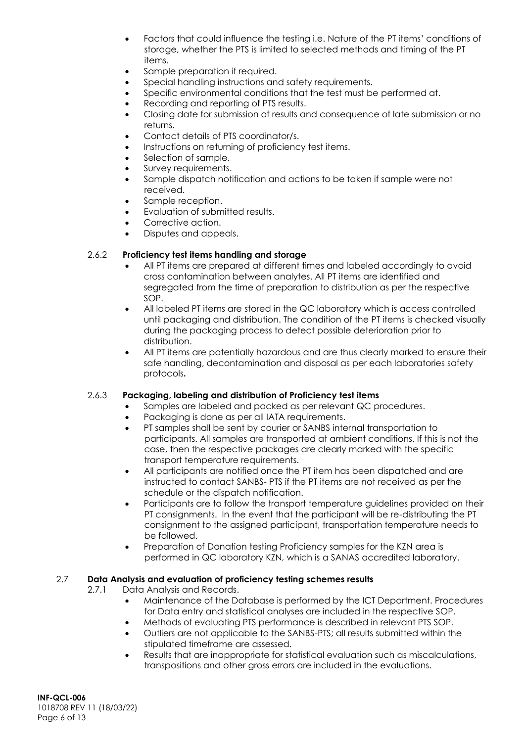- Factors that could influence the testing i.e. Nature of the PT items' conditions of storage, whether the PTS is limited to selected methods and timing of the PT items.
- Sample preparation if required.
- Special handling instructions and safety requirements.
- Specific environmental conditions that the test must be performed at.
- Recording and reporting of PTS results.
- Closing date for submission of results and consequence of late submission or no returns.
- Contact details of PTS coordinator/s.
- Instructions on returning of proficiency test items.
- Selection of sample.
- Survey requirements.
- Sample dispatch notification and actions to be taken if sample were not received.
- Sample reception.
- Evaluation of submitted results.
- Corrective action.
- Disputes and appeals.

#### 2.6.2 **Proficiency test items handling and storage**

- All PT items are prepared at different times and labeled accordingly to avoid cross contamination between analytes. All PT items are identified and segregated from the time of preparation to distribution as per the respective SOP.
- All labeled PT items are stored in the QC laboratory which is access controlled until packaging and distribution. The condition of the PT items is checked visually during the packaging process to detect possible deterioration prior to distribution.
- All PT items are potentially hazardous and are thus clearly marked to ensure their safe handling, decontamination and disposal as per each laboratories safety protocols**.**

#### 2.6.3 **Packaging, labeling and distribution of Proficiency test items**

- Samples are labeled and packed as per relevant QC procedures.
- Packaging is done as per all IATA requirements.
- PT samples shall be sent by courier or SANBS internal transportation to participants. All samples are transported at ambient conditions. If this is not the case, then the respective packages are clearly marked with the specific transport temperature requirements.
- All participants are notified once the PT item has been dispatched and are instructed to contact SANBS- PTS if the PT items are not received as per the schedule or the dispatch notification.
- Participants are to follow the transport temperature guidelines provided on their PT consignments. In the event that the participant will be re-distributing the PT consignment to the assigned participant, transportation temperature needs to be followed.
- Preparation of Donation testing Proficiency samples for the KZN area is performed in QC laboratory KZN, which is a SANAS accredited laboratory.

### 2.7 **Data Analysis and evaluation of proficiency testing schemes results**

2.7.1 Data Analysis and Records.

- Maintenance of the Database is performed by the ICT Department. Procedures for Data entry and statistical analyses are included in the respective SOP.
- Methods of evaluating PTS performance is described in relevant PTS SOP.
- Outliers are not applicable to the SANBS-PTS; all results submitted within the stipulated timeframe are assessed.
- Results that are inappropriate for statistical evaluation such as miscalculations, transpositions and other gross errors are included in the evaluations.

**INF-QCL-006**
1018708 REV 11 (18/03/22)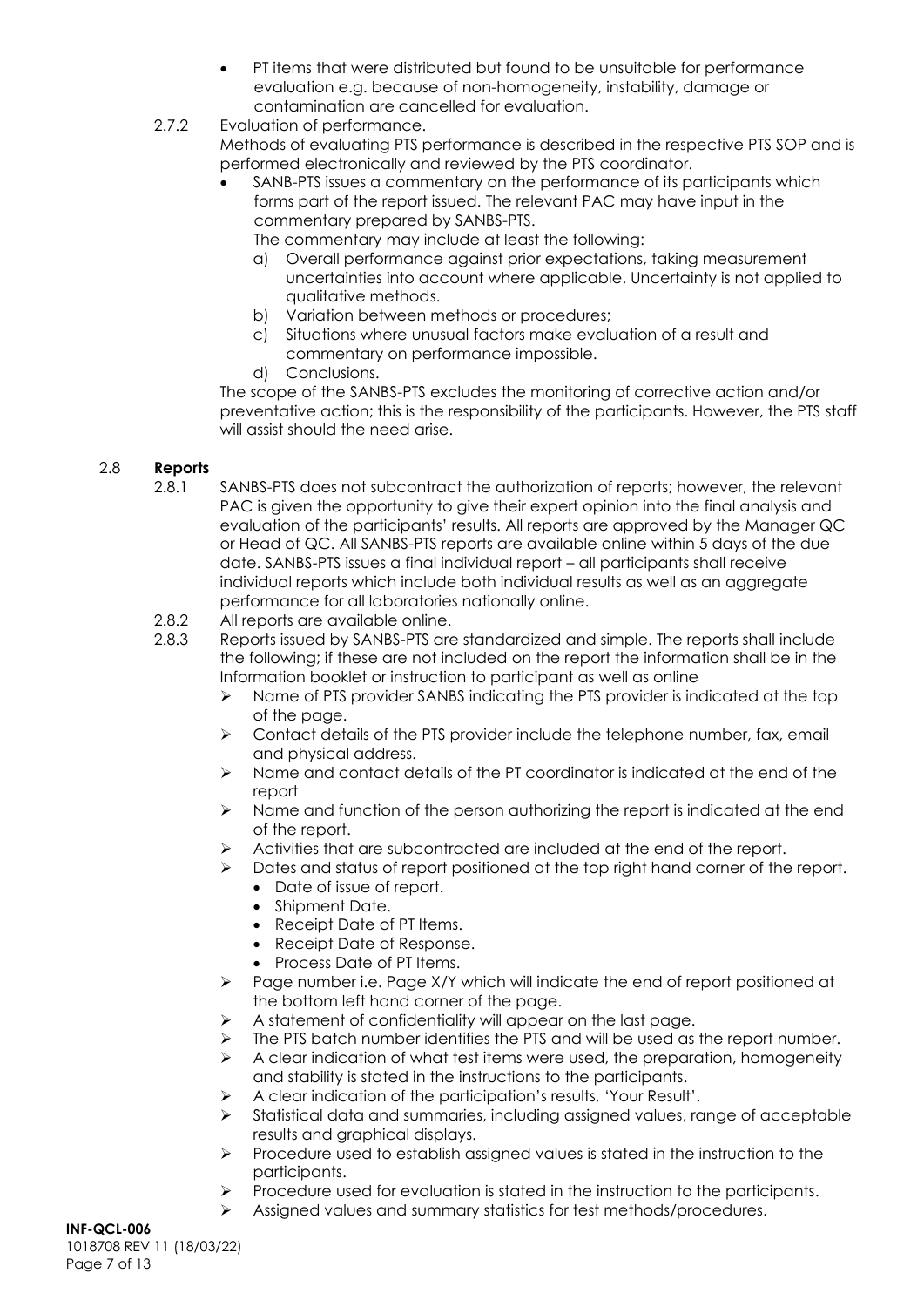- PT items that were distributed but found to be unsuitable for performance evaluation e.g. because of non-homogeneity, instability, damage or contamination are cancelled for evaluation.

2.7.2 Evaluation of performance.

Methods of evaluating PTS performance is described in the respective PTS SOP and is performed electronically and reviewed by the PTS coordinator.

- SANB-PTS issues a commentary on the performance of its participants which forms part of the report issued. The relevant PAC may have input in the commentary prepared by SANBS-PTS.

  The commentary may include at least the following:

  a) Overall performance against prior expectations, taking measurement uncertainties into account where applicable. Uncertainty is not applied to qualitative methods.
  b) Variation between methods or procedures;
  c) Situations where unusual factors make evaluation of a result and commentary on performance impossible.
  d) Conclusions.

The scope of the SANBS-PTS excludes the monitoring of corrective action and/or preventative action; this is the responsibility of the participants. However, the PTS staff will assist should the need arise.

## 2.8 Reports

2.8.1 SANBS-PTS does not subcontract the authorization of reports; however, the relevant PAC is given the opportunity to give their expert opinion into the final analysis and evaluation of the participants' results. All reports are approved by the Manager QC or Head of QC. All SANBS-PTS reports are available online within 5 days of the due date. SANBS-PTS issues a final individual report – all participants shall receive individual reports which include both individual results as well as an aggregate performance for all laboratories nationally online.

2.8.2 All reports are available online.

2.8.3 Reports issued by SANBS-PTS are standardized and simple. The reports shall include the following; if these are not included on the report the information shall be in the Information booklet or instruction to participant as well as online

- Name of PTS provider SANBS indicating the PTS provider is indicated at the top of the page.
- Contact details of the PTS provider include the telephone number, fax, email and physical address.
- Name and contact details of the PT coordinator is indicated at the end of the report
- Name and function of the person authorizing the report is indicated at the end of the report.
- Activities that are subcontracted are included at the end of the report.
- Dates and status of report positioned at the top right hand corner of the report.
  - Date of issue of report.
  - Shipment Date.
  - Receipt Date of PT Items.
  - Receipt Date of Response.
  - Process Date of PT Items.
- Page number i.e. Page X/Y which will indicate the end of report positioned at the bottom left hand corner of the page.
- A statement of confidentiality will appear on the last page.
- The PTS batch number identifies the PTS and will be used as the report number.
- A clear indication of what test items were used, the preparation, homogeneity and stability is stated in the instructions to the participants.
- A clear indication of the participation's results, 'Your Result'.
- Statistical data and summaries, including assigned values, range of acceptable results and graphical displays.
- Procedure used to establish assigned values is stated in the instruction to the participants.
- Procedure used for evaluation is stated in the instruction to the participants.
- Assigned values and summary statistics for test methods/procedures.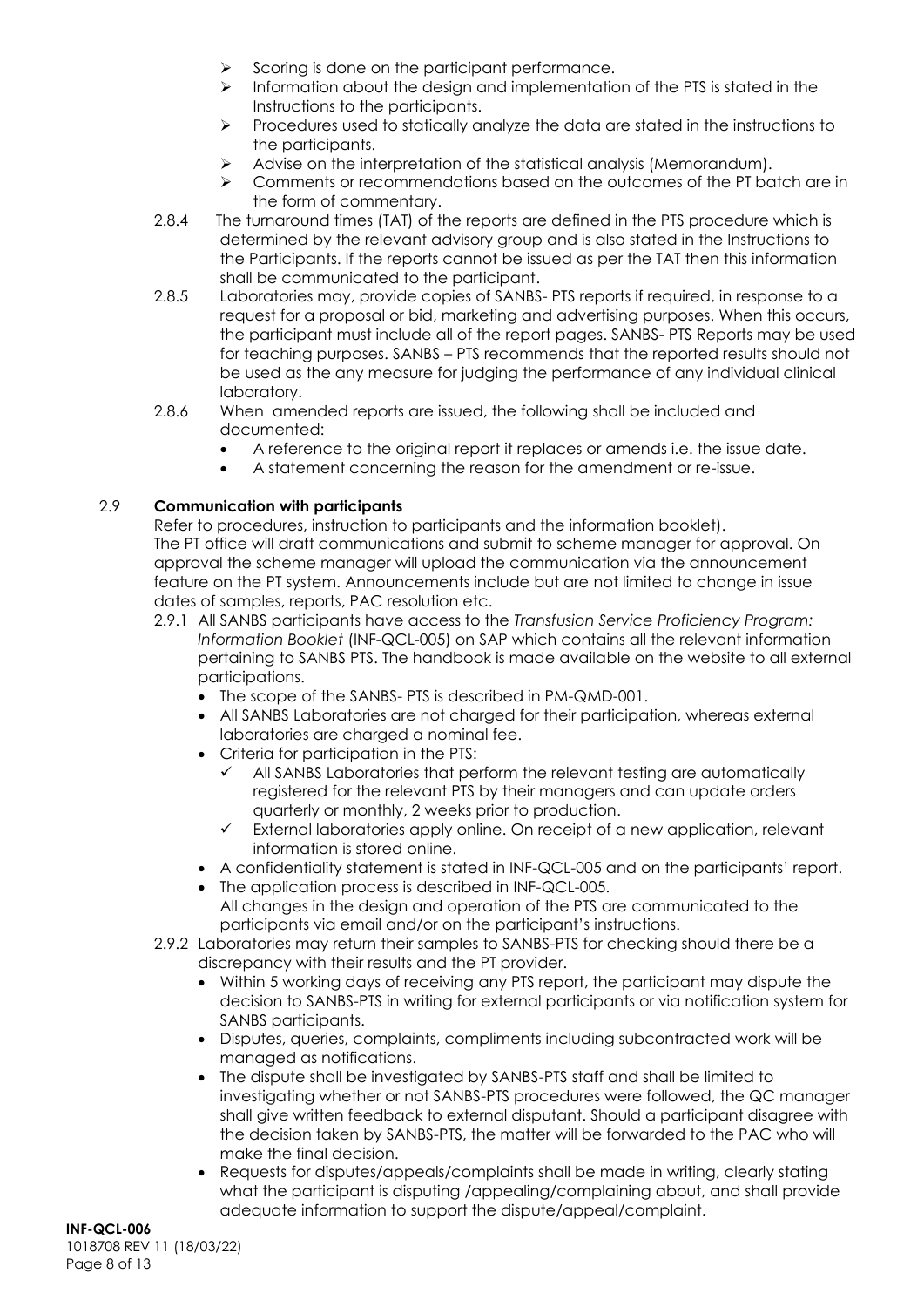- Scoring is done on the participant performance.
- Information about the design and implementation of the PTS is stated in the Instructions to the participants.
- Procedures used to statically analyze the data are stated in the instructions to the participants.
- Advise on the interpretation of the statistical analysis (Memorandum).
- Comments or recommendations based on the outcomes of the PT batch are in the form of commentary.

2.8.4 The turnaround times (TAT) of the reports are defined in the PTS procedure which is determined by the relevant advisory group and is also stated in the Instructions to the Participants. If the reports cannot be issued as per the TAT then this information shall be communicated to the participant.

2.8.5 Laboratories may, provide copies of SANBS- PTS reports if required, in response to a request for a proposal or bid, marketing and advertising purposes. When this occurs, the participant must include all of the report pages. SANBS- PTS Reports may be used for teaching purposes. SANBS – PTS recommends that the reported results should not be used as the any measure for judging the performance of any individual clinical laboratory.

2.8.6 When amended reports are issued, the following shall be included and documented:

- A reference to the original report it replaces or amends i.e. the issue date.
- A statement concerning the reason for the amendment or re-issue.

## 2.9 Communication with participants

Refer to procedures, instruction to participants and the information booklet).
The PT office will draft communications and submit to scheme manager for approval. On approval the scheme manager will upload the communication via the announcement feature on the PT system. Announcements include but are not limited to change in issue dates of samples, reports, PAC resolution etc.

2.9.1 All SANBS participants have access to the *Transfusion Service Proficiency Program: Information Booklet* (INF-QCL-005) on SAP which contains all the relevant information pertaining to SANBS PTS. The handbook is made available on the website to all external participations.

- The scope of the SANBS- PTS is described in PM-QMD-001.
- All SANBS Laboratories are not charged for their participation, whereas external laboratories are charged a nominal fee.
- Criteria for participation in the PTS:
  - ✓ All SANBS Laboratories that perform the relevant testing are automatically registered for the relevant PTS by their managers and can update orders quarterly or monthly, 2 weeks prior to production.
  - ✓ External laboratories apply online. On receipt of a new application, relevant information is stored online.
- A confidentiality statement is stated in INF-QCL-005 and on the participants' report.
- The application process is described in INF-QCL-005.
  All changes in the design and operation of the PTS are communicated to the participants via email and/or on the participant's instructions.

2.9.2 Laboratories may return their samples to SANBS-PTS for checking should there be a discrepancy with their results and the PT provider.

- Within 5 working days of receiving any PTS report, the participant may dispute the decision to SANBS-PTS in writing for external participants or via notification system for SANBS participants.
- Disputes, queries, complaints, compliments including subcontracted work will be managed as notifications.
- The dispute shall be investigated by SANBS-PTS staff and shall be limited to investigating whether or not SANBS-PTS procedures were followed, the QC manager shall give written feedback to external disputant. Should a participant disagree with the decision taken by SANBS-PTS, the matter will be forwarded to the PAC who will make the final decision.
- Requests for disputes/appeals/complaints shall be made in writing, clearly stating what the participant is disputing /appealing/complaining about, and shall provide adequate information to support the dispute/appeal/complaint.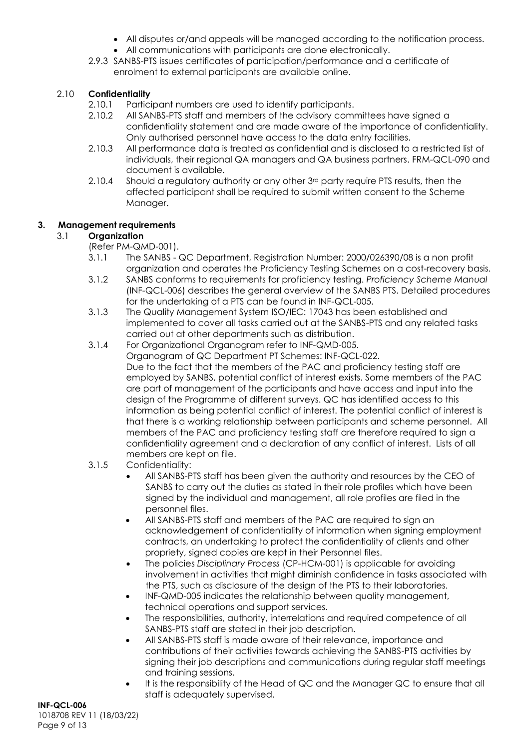- All disputes or/and appeals will be managed according to the notification process.
- All communications with participants are done electronically.

2.9.3 SANBS-PTS issues certificates of participation/performance and a certificate of enrolment to external participants are available online.

### 2.10 Confidentiality

2.10.1 Participant numbers are used to identify participants.

2.10.2 All SANBS-PTS staff and members of the advisory committees have signed a confidentiality statement and are made aware of the importance of confidentiality. Only authorised personnel have access to the data entry facilities.

2.10.3 All performance data is treated as confidential and is disclosed to a restricted list of individuals, their regional QA managers and QA business partners. FRM-QCL-090 and document is available.

2.10.4 Should a regulatory authority or any other 3rd party require PTS results, then the affected participant shall be required to submit written consent to the Scheme Manager.

## 3. Management requirements

### 3.1 Organization

(Refer PM-QMD-001).

3.1.1 The SANBS - QC Department, Registration Number: 2000/026390/08 is a non profit organization and operates the Proficiency Testing Schemes on a cost-recovery basis.

3.1.2 SANBS conforms to requirements for proficiency testing. *Proficiency Scheme Manual* (INF-QCL-006) describes the general overview of the SANBS PTS. Detailed procedures for the undertaking of a PTS can be found in INF-QCL-005.

3.1.3 The Quality Management System ISO/IEC: 17043 has been established and implemented to cover all tasks carried out at the SANBS-PTS and any related tasks carried out at other departments such as distribution.

3.1.4 For Organizational Organogram refer to INF-QMD-005.
Organogram of QC Department PT Schemes: INF-QCL-022.
Due to the fact that the members of the PAC and proficiency testing staff are employed by SANBS, potential conflict of interest exists. Some members of the PAC are part of management of the participants and have access and input into the design of the Programme of different surveys. QC has identified access to this information as being potential conflict of interest. The potential conflict of interest is that there is a working relationship between participants and scheme personnel. All members of the PAC and proficiency testing staff are therefore required to sign a confidentiality agreement and a declaration of any conflict of interest. Lists of all members are kept on file.

3.1.5 Confidentiality:

- All SANBS-PTS staff has been given the authority and resources by the CEO of SANBS to carry out the duties as stated in their role profiles which have been signed by the individual and management, all role profiles are filed in the personnel files.
- All SANBS-PTS staff and members of the PAC are required to sign an acknowledgement of confidentiality of information when signing employment contracts, an undertaking to protect the confidentiality of clients and other propriety, signed copies are kept in their Personnel files.
- The policies *Disciplinary Process* (CP-HCM-001) is applicable for avoiding involvement in activities that might diminish confidence in tasks associated with the PTS, such as disclosure of the design of the PTS to their laboratories.
- INF-QMD-005 indicates the relationship between quality management, technical operations and support services.
- The responsibilities, authority, interrelations and required competence of all SANBS-PTS staff are stated in their job description.
- All SANBS-PTS staff is made aware of their relevance, importance and contributions of their activities towards achieving the SANBS-PTS activities by signing their job descriptions and communications during regular staff meetings and training sessions.
- It is the responsibility of the Head of QC and the Manager QC to ensure that all staff is adequately supervised.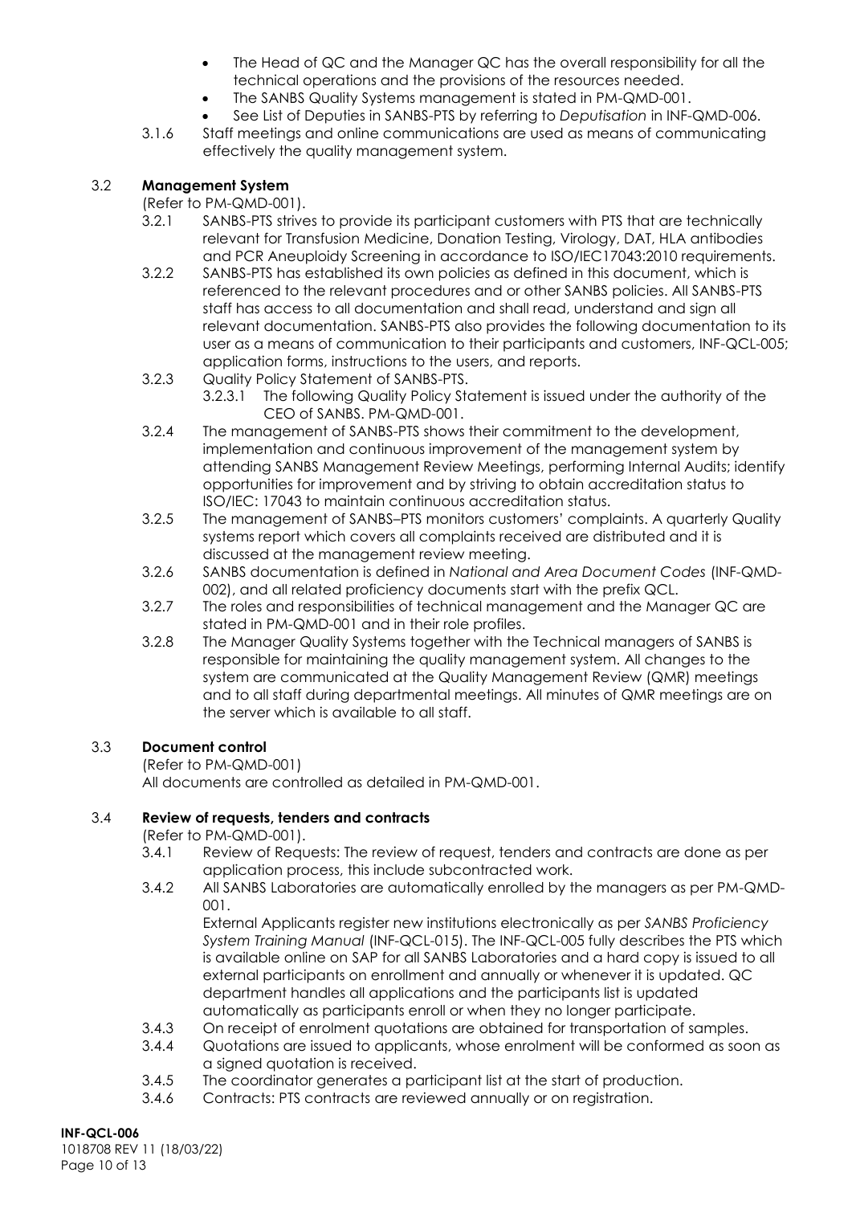- The Head of QC and the Manager QC has the overall responsibility for all the technical operations and the provisions of the resources needed.
- The SANBS Quality Systems management is stated in PM-QMD-001.
- See List of Deputies in SANBS-PTS by referring to *Deputisation* in INF-QMD-006.

3.1.6 Staff meetings and online communications are used as means of communicating effectively the quality management system.

## 3.2 Management System

(Refer to PM-QMD-001).

3.2.1 SANBS-PTS strives to provide its participant customers with PTS that are technically relevant for Transfusion Medicine, Donation Testing, Virology, DAT, HLA antibodies and PCR Aneuploidy Screening in accordance to ISO/IEC17043:2010 requirements.

3.2.2 SANBS-PTS has established its own policies as defined in this document, which is referenced to the relevant procedures and or other SANBS policies. All SANBS-PTS staff has access to all documentation and shall read, understand and sign all relevant documentation. SANBS-PTS also provides the following documentation to its user as a means of communication to their participants and customers, INF-QCL-005; application forms, instructions to the users, and reports.

3.2.3 Quality Policy Statement of SANBS-PTS.

3.2.3.1 The following Quality Policy Statement is issued under the authority of the CEO of SANBS. PM-QMD-001.

3.2.4 The management of SANBS-PTS shows their commitment to the development, implementation and continuous improvement of the management system by attending SANBS Management Review Meetings, performing Internal Audits; identify opportunities for improvement and by striving to obtain accreditation status to ISO/IEC: 17043 to maintain continuous accreditation status.

3.2.5 The management of SANBS–PTS monitors customers' complaints. A quarterly Quality systems report which covers all complaints received are distributed and it is discussed at the management review meeting.

3.2.6 SANBS documentation is defined in *National and Area Document Codes* (INF-QMD-002), and all related proficiency documents start with the prefix QCL.

3.2.7 The roles and responsibilities of technical management and the Manager QC are stated in PM-QMD-001 and in their role profiles.

3.2.8 The Manager Quality Systems together with the Technical managers of SANBS is responsible for maintaining the quality management system. All changes to the system are communicated at the Quality Management Review (QMR) meetings and to all staff during departmental meetings. All minutes of QMR meetings are on the server which is available to all staff.

## 3.3 Document control

(Refer to PM-QMD-001)

All documents are controlled as detailed in PM-QMD-001.

## 3.4 Review of requests, tenders and contracts

(Refer to PM-QMD-001).

3.4.1 Review of Requests: The review of request, tenders and contracts are done as per application process, this include subcontracted work.

3.4.2 All SANBS Laboratories are automatically enrolled by the managers as per PM-QMD-001.

External Applicants register new institutions electronically as per *SANBS Proficiency System Training Manual* (INF-QCL-015). The INF-QCL-005 fully describes the PTS which is available online on SAP for all SANBS Laboratories and a hard copy is issued to all external participants on enrollment and annually or whenever it is updated. QC department handles all applications and the participants list is updated automatically as participants enroll or when they no longer participate.

3.4.3 On receipt of enrolment quotations are obtained for transportation of samples.

3.4.4 Quotations are issued to applicants, whose enrolment will be conformed as soon as a signed quotation is received.

3.4.5 The coordinator generates a participant list at the start of production.

3.4.6 Contracts: PTS contracts are reviewed annually or on registration.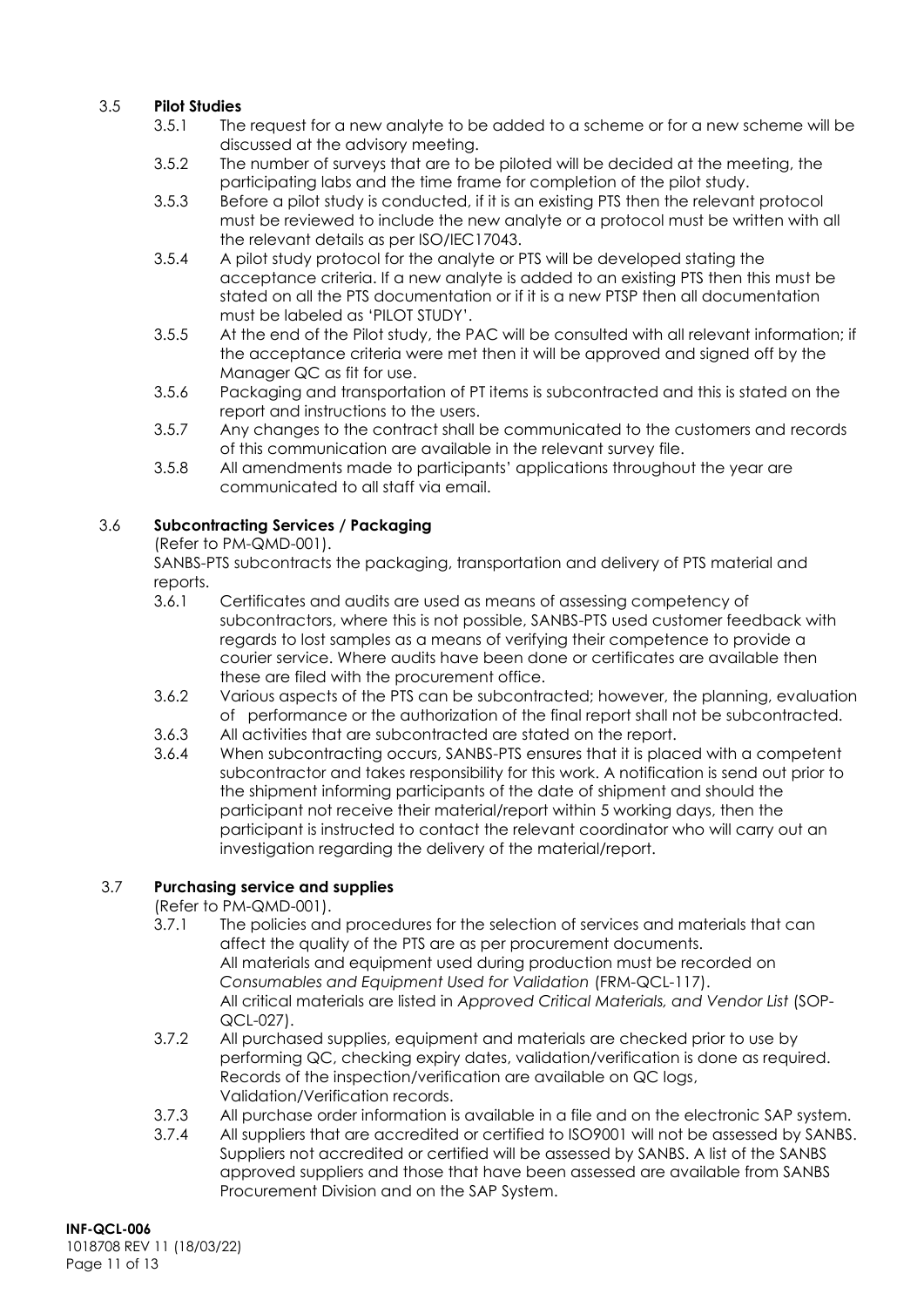### 3.5 **Pilot Studies**

3.5.1 The request for a new analyte to be added to a scheme or for a new scheme will be discussed at the advisory meeting.

3.5.2 The number of surveys that are to be piloted will be decided at the meeting, the participating labs and the time frame for completion of the pilot study.

3.5.3 Before a pilot study is conducted, if it is an existing PTS then the relevant protocol must be reviewed to include the new analyte or a protocol must be written with all the relevant details as per ISO/IEC17043.

3.5.4 A pilot study protocol for the analyte or PTS will be developed stating the acceptance criteria. If a new analyte is added to an existing PTS then this must be stated on all the PTS documentation or if it is a new PTSP then all documentation must be labeled as 'PILOT STUDY'.

3.5.5 At the end of the Pilot study, the PAC will be consulted with all relevant information; if the acceptance criteria were met then it will be approved and signed off by the Manager QC as fit for use.

3.5.6 Packaging and transportation of PT items is subcontracted and this is stated on the report and instructions to the users.

3.5.7 Any changes to the contract shall be communicated to the customers and records of this communication are available in the relevant survey file.

3.5.8 All amendments made to participants' applications throughout the year are communicated to all staff via email.

### 3.6 **Subcontracting Services / Packaging**

(Refer to PM-QMD-001).

SANBS-PTS subcontracts the packaging, transportation and delivery of PTS material and reports.

3.6.1 Certificates and audits are used as means of assessing competency of subcontractors, where this is not possible, SANBS-PTS used customer feedback with regards to lost samples as a means of verifying their competence to provide a courier service. Where audits have been done or certificates are available then these are filed with the procurement office.

3.6.2 Various aspects of the PTS can be subcontracted; however, the planning, evaluation of performance or the authorization of the final report shall not be subcontracted.

3.6.3 All activities that are subcontracted are stated on the report.

3.6.4 When subcontracting occurs, SANBS-PTS ensures that it is placed with a competent subcontractor and takes responsibility for this work. A notification is send out prior to the shipment informing participants of the date of shipment and should the participant not receive their material/report within 5 working days, then the participant is instructed to contact the relevant coordinator who will carry out an investigation regarding the delivery of the material/report.

### 3.7 **Purchasing service and supplies**

(Refer to PM-QMD-001).

3.7.1 The policies and procedures for the selection of services and materials that can affect the quality of the PTS are as per procurement documents.
All materials and equipment used during production must be recorded on *Consumables and Equipment Used for Validation* (FRM-QCL-117).
All critical materials are listed in *Approved Critical Materials, and Vendor List* (SOP-QCL-027).

3.7.2 All purchased supplies, equipment and materials are checked prior to use by performing QC, checking expiry dates, validation/verification is done as required. Records of the inspection/verification are available on QC logs, Validation/Verification records.

3.7.3 All purchase order information is available in a file and on the electronic SAP system.

3.7.4 All suppliers that are accredited or certified to ISO9001 will not be assessed by SANBS. Suppliers not accredited or certified will be assessed by SANBS. A list of the SANBS approved suppliers and those that have been assessed are available from SANBS Procurement Division and on the SAP System.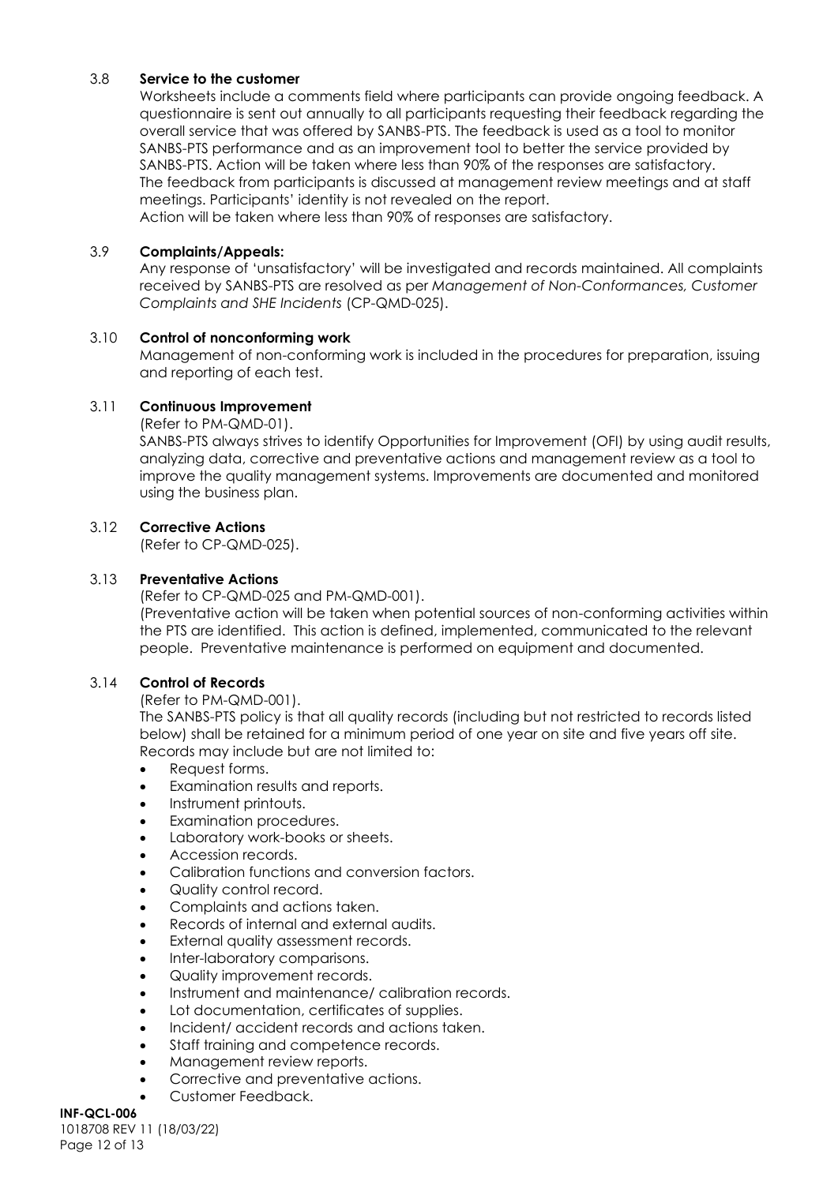### 3.8 Service to the customer

Worksheets include a comments field where participants can provide ongoing feedback. A questionnaire is sent out annually to all participants requesting their feedback regarding the overall service that was offered by SANBS-PTS. The feedback is used as a tool to monitor SANBS-PTS performance and as an improvement tool to better the service provided by SANBS-PTS. Action will be taken where less than 90% of the responses are satisfactory. The feedback from participants is discussed at management review meetings and at staff meetings. Participants' identity is not revealed on the report.
Action will be taken where less than 90% of responses are satisfactory.

### 3.9 Complaints/Appeals:

Any response of 'unsatisfactory' will be investigated and records maintained. All complaints received by SANBS-PTS are resolved as per *Management of Non-Conformances, Customer Complaints and SHE Incidents* (CP-QMD-025).

### 3.10 Control of nonconforming work

Management of non-conforming work is included in the procedures for preparation, issuing and reporting of each test.

### 3.11 Continuous Improvement

(Refer to PM-QMD-01).
SANBS-PTS always strives to identify Opportunities for Improvement (OFI) by using audit results, analyzing data, corrective and preventative actions and management review as a tool to improve the quality management systems. Improvements are documented and monitored using the business plan.

### 3.12 Corrective Actions

(Refer to CP-QMD-025).

### 3.13 Preventative Actions

(Refer to CP-QMD-025 and PM-QMD-001).
(Preventative action will be taken when potential sources of non-conforming activities within the PTS are identified. This action is defined, implemented, communicated to the relevant people. Preventative maintenance is performed on equipment and documented.

### 3.14 Control of Records

(Refer to PM-QMD-001).
The SANBS-PTS policy is that all quality records (including but not restricted to records listed below) shall be retained for a minimum period of one year on site and five years off site.
Records may include but are not limited to:

- Request forms.
- Examination results and reports.
- Instrument printouts.
- Examination procedures.
- Laboratory work-books or sheets.
- Accession records.
- Calibration functions and conversion factors.
- Quality control record.
- Complaints and actions taken.
- Records of internal and external audits.
- External quality assessment records.
- Inter-laboratory comparisons.
- Quality improvement records.
- Instrument and maintenance/ calibration records.
- Lot documentation, certificates of supplies.
- Incident/ accident records and actions taken.
- Staff training and competence records.
- Management review reports.
- Corrective and preventative actions.
- Customer Feedback.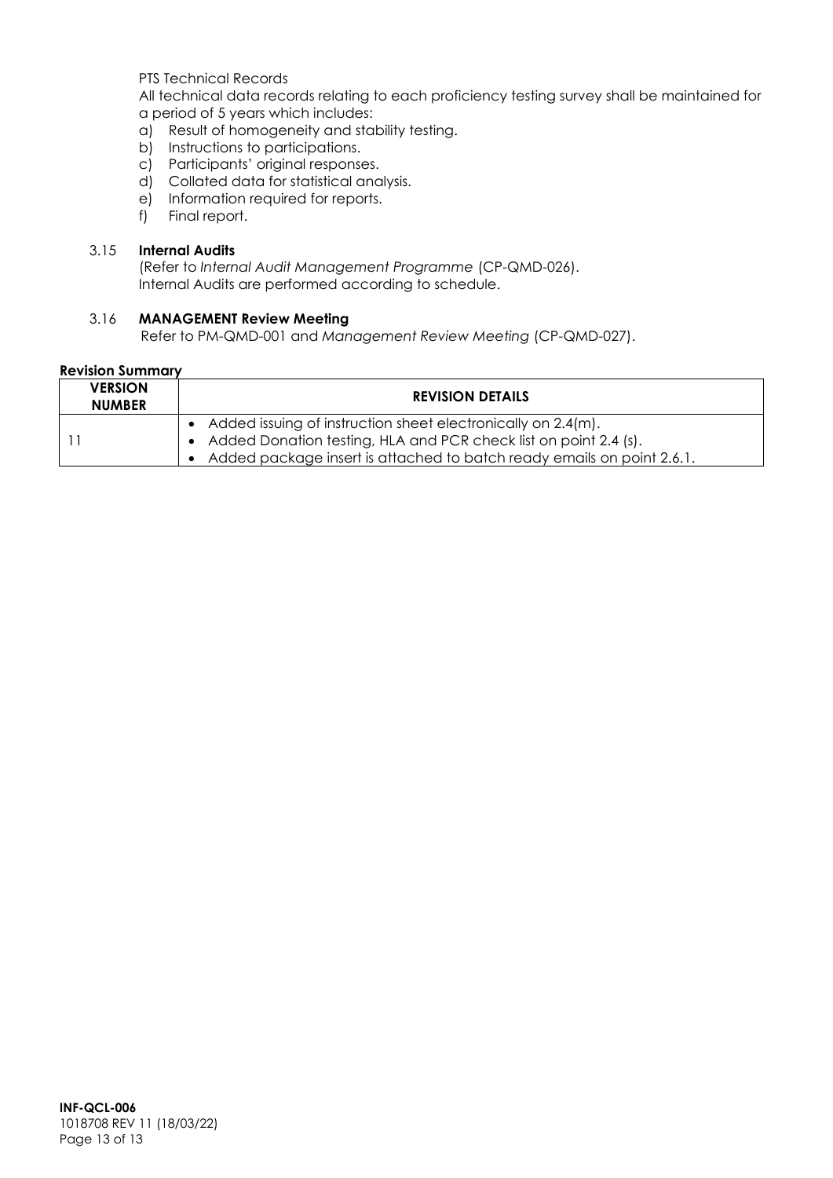PTS Technical Records

All technical data records relating to each proficiency testing survey shall be maintained for a period of 5 years which includes:

a) Result of homogeneity and stability testing.
b) Instructions to participations.
c) Participants' original responses.
d) Collated data for statistical analysis.
e) Information required for reports.
f) Final report.

### 3.15 **Internal Audits**

(Refer to *Internal Audit Management Programme* (CP-QMD-026).
Internal Audits are performed according to schedule.

### 3.16 **MANAGEMENT Review Meeting**

Refer to PM-QMD-001 and *Management Review Meeting* (CP-QMD-027).

**Revision Summary**

| VERSION NUMBER | REVISION DETAILS |
|---|---|
| 11 | • Added issuing of instruction sheet electronically on 2.4(m).<br>• Added Donation testing, HLA and PCR check list on point 2.4 (s).<br>• Added package insert is attached to batch ready emails on point 2.6.1. |

**INF-QCL-006**
1018708 REV 11 (18/03/22)